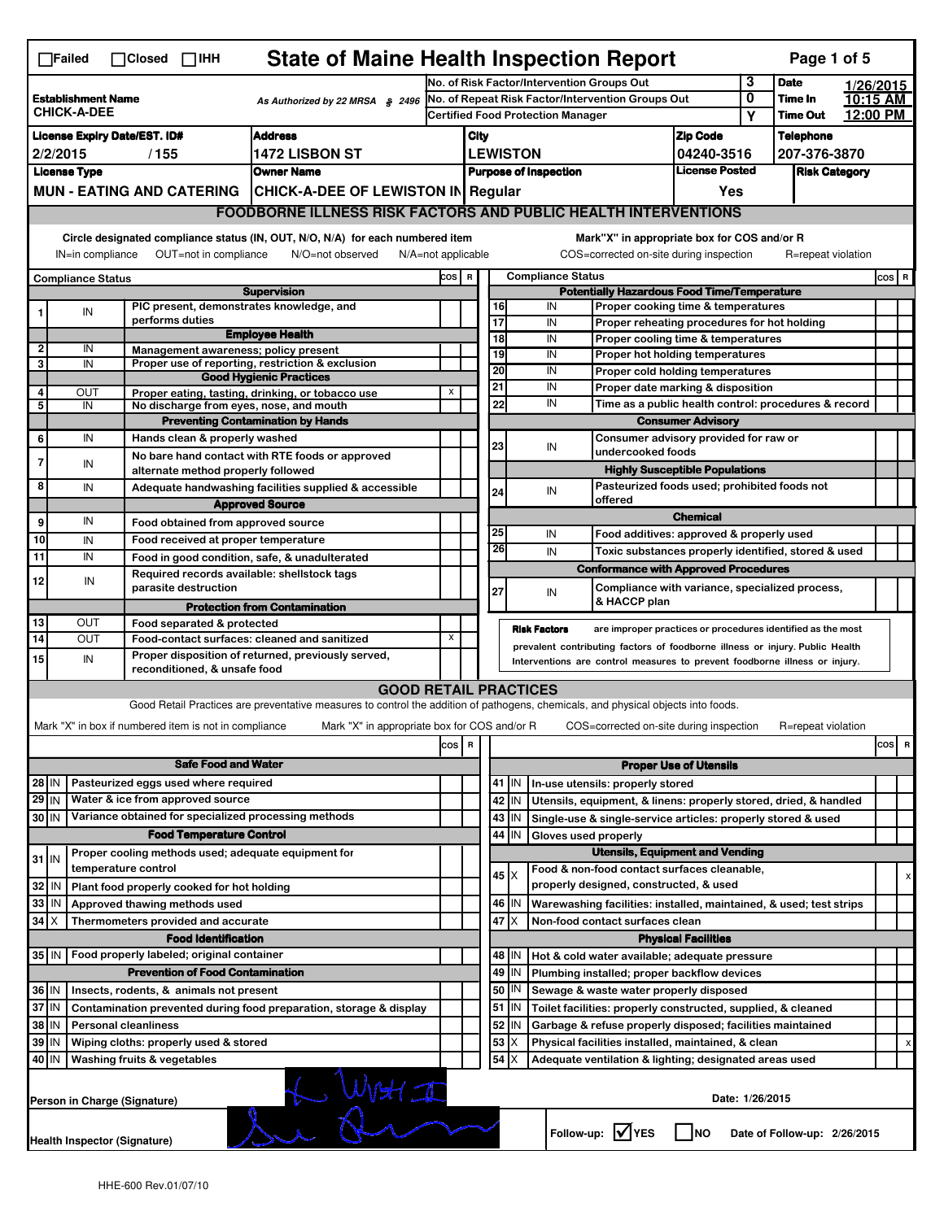☐Failed ☐Closed ☐IHH

# State of Maine Health Inspection Report

| Establishment Name | As Authorized by 22 MRSA § 2496 | No. of Risk Factor/Intervention Groups Out | 3 | Date | 1/26/2015 |
|---|---|---|---|---|---|
| CHICK-A-DEE | | No. of Repeat Risk Factor/Intervention Groups Out | 0 | Time In | 10:15 AM |
| | | Certified Food Protection Manager | Y | Time Out | 12:00 PM |

| License Expiry Date/EST. ID# | Address | City | Zip Code | Telephone |
|---|---|---|---|---|
| 2/2/2015 / 155 | 1472 LISBON ST | LEWISTON | 04240-3516 | 207-376-3870 |

| License Type | Owner Name | Purpose of Inspection | License Posted | Risk Category |
|---|---|---|---|---|
| MUN - EATING AND CATERING | CHICK-A-DEE OF LEWISTON IN | Regular | Yes | |

## FOODBORNE ILLNESS RISK FACTORS AND PUBLIC HEALTH INTERVENTIONS

Circle designated compliance status (IN, OUT, N/O, N/A) for each numbered item. IN=in compliance OUT=not in compliance N/O=not observed N/A=not applicable

Mark "X" in appropriate box for COS and/or R. COS=corrected on-site during inspection R=repeat violation

| # | Compliance Status | Item | COS | R |
|---|---|---|---|---|
| | | **Supervision** | | |
| 1 | IN | PIC present, demonstrates knowledge, and performs duties | | |
| | | **Employee Health** | | |
| 2 | IN | Management awareness; policy present | | |
| 3 | IN | Proper use of reporting, restriction & exclusion | | |
| | | **Good Hygienic Practices** | | |
| 4 | OUT | Proper eating, tasting, drinking, or tobacco use | X | |
| 5 | IN | No discharge from eyes, nose, and mouth | | |
| | | **Preventing Contamination by Hands** | | |
| 6 | IN | Hands clean & properly washed | | |
| 7 | IN | No bare hand contact with RTE foods or approved alternate method properly followed | | |
| 8 | IN | Adequate handwashing facilities supplied & accessible | | |
| | | **Approved Source** | | |
| 9 | IN | Food obtained from approved source | | |
| 10 | IN | Food received at proper temperature | | |
| 11 | IN | Food in good condition, safe, & unadulterated | | |
| 12 | IN | Required records available: shellstock tags parasite destruction | | |
| | | **Protection from Contamination** | | |
| 13 | OUT | Food separated & protected | | |
| 14 | OUT | Food-contact surfaces: cleaned and sanitized | X | |
| 15 | IN | Proper disposition of returned, previously served, reconditioned, & unsafe food | | |
| | | **Potentially Hazardous Food Time/Temperature** | | |
| 16 | IN | Proper cooking time & temperatures | | |
| 17 | IN | Proper reheating procedures for hot holding | | |
| 18 | IN | Proper cooling time & temperatures | | |
| 19 | IN | Proper hot holding temperatures | | |
| 20 | IN | Proper cold holding temperatures | | |
| 21 | IN | Proper date marking & disposition | | |
| 22 | IN | Time as a public health control: procedures & record | | |
| | | **Consumer Advisory** | | |
| 23 | IN | Consumer advisory provided for raw or undercooked foods | | |
| | | **Highly Susceptible Populations** | | |
| 24 | IN | Pasteurized foods used; prohibited foods not offered | | |
| | | **Chemical** | | |
| 25 | IN | Food additives: approved & properly used | | |
| 26 | IN | Toxic substances properly identified, stored & used | | |
| | | **Conformance with Approved Procedures** | | |
| 27 | IN | Compliance with variance, specialized process, & HACCP plan | | |

**Risk Factors** are improper practices or procedures identified as the most prevalent contributing factors of foodborne illness or injury. Public Health Interventions are control measures to prevent foodborne illness or injury.

## GOOD RETAIL PRACTICES

Good Retail Practices are preventative measures to control the addition of pathogens, chemicals, and physical objects into foods.

Mark "X" in box if numbered item is not in compliance. Mark "X" in appropriate box for COS and/or R. COS=corrected on-site during inspection R=repeat violation

| # | Status | Item | COS | R |
|---|---|---|---|---|
| | | **Safe Food and Water** | | |
| 28 | IN | Pasteurized eggs used where required | | |
| 29 | IN | Water & ice from approved source | | |
| 30 | IN | Variance obtained for specialized processing methods | | |
| | | **Food Temperature Control** | | |
| 31 | IN | Proper cooling methods used; adequate equipment for temperature control | | |
| 32 | IN | Plant food properly cooked for hot holding | | |
| 33 | IN | Approved thawing methods used | | |
| 34 | X | Thermometers provided and accurate | | |
| | | **Food Identification** | | |
| 35 | IN | Food properly labeled; original container | | |
| | | **Prevention of Food Contamination** | | |
| 36 | IN | Insects, rodents, & animals not present | | |
| 37 | IN | Contamination prevented during food preparation, storage & display | | |
| 38 | IN | Personal cleanliness | | |
| 39 | IN | Wiping cloths: properly used & stored | | |
| 40 | IN | Washing fruits & vegetables | | |
| | | **Proper Use of Utensils** | | |
| 41 | IN | In-use utensils: properly stored | | |
| 42 | IN | Utensils, equipment, & linens: properly stored, dried, & handled | | |
| 43 | IN | Single-use & single-service articles: properly stored & used | | |
| 44 | IN | Gloves used properly | | |
| | | **Utensils, Equipment and Vending** | | |
| 45 | X | Food & non-food contact surfaces cleanable, properly designed, constructed, & used | | X |
| 46 | IN | Warewashing facilities: installed, maintained, & used; test strips | | |
| 47 | X | Non-food contact surfaces clean | | |
| | | **Physical Facilities** | | |
| 48 | IN | Hot & cold water available; adequate pressure | | |
| 49 | IN | Plumbing installed; proper backflow devices | | |
| 50 | IN | Sewage & waste water properly disposed | | |
| 51 | IN | Toilet facilities: properly constructed, supplied, & cleaned | | |
| 52 | IN | Garbage & refuse properly disposed; facilities maintained | | |
| 53 | X | Physical facilities installed, maintained, & clean | | X |
| 54 | X | Adequate ventilation & lighting; designated areas used | | |

Person in Charge (Signature): [signature]

Date: 1/26/2015

Health Inspector (Signature): [signature]

Follow-up: ☑ YES ☐ NO Date of Follow-up: 2/26/2015

HHE-600 Rev.01/07/10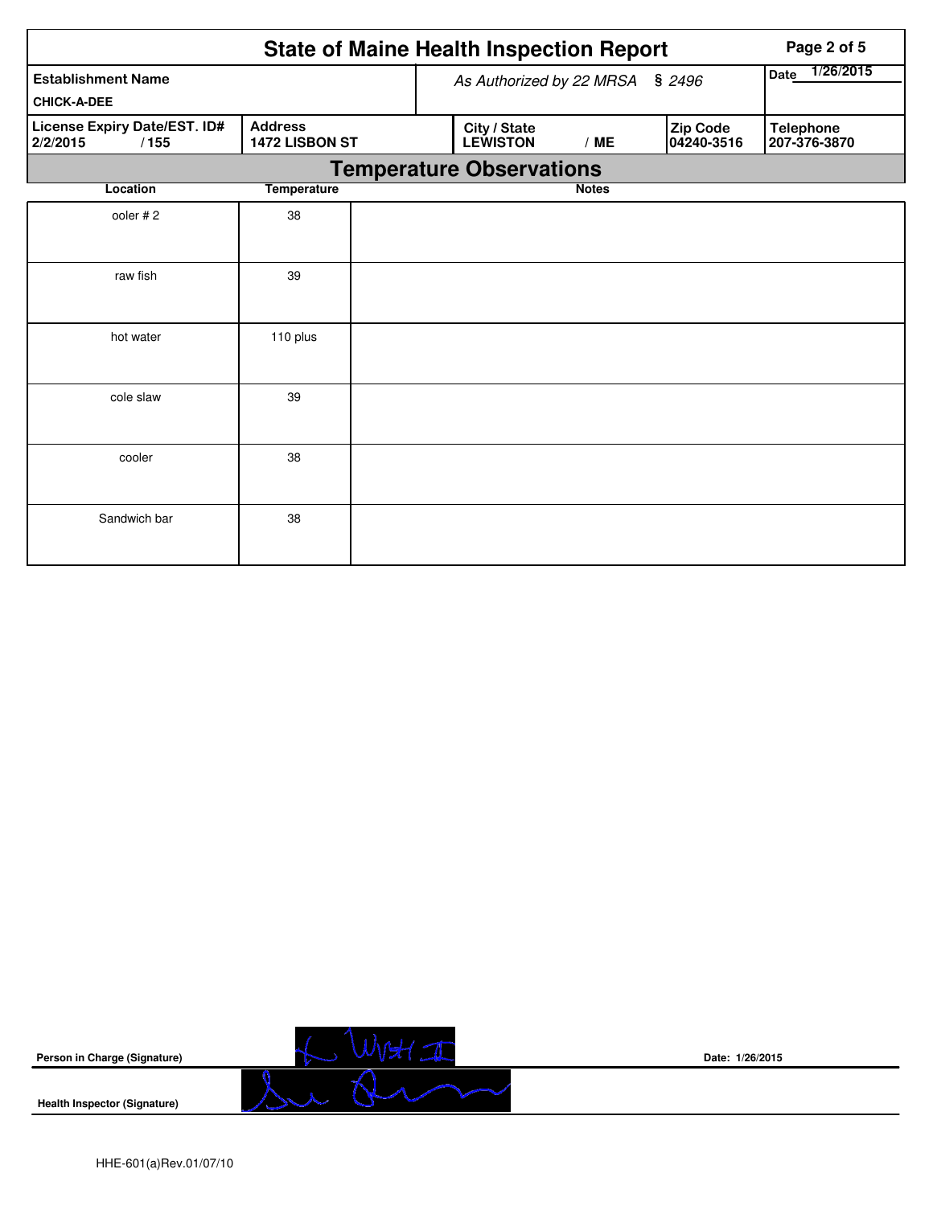# State of Maine Health Inspection Report

| Establishment Name | As Authorized by 22 MRSA § 2496 | | | Date 1/26/2015 |
|---|---|---|---|---|
| CHICK-A-DEE | | | | |
| License Expiry Date/EST. ID# 2/2/2015 / 155 | Address 1472 LISBON ST | City / State LEWISTON / ME | Zip Code 04240-3516 | Telephone 207-376-3870 |

## Temperature Observations

| Location | Temperature | Notes |
|---|---|---|
| ooler # 2 | 38 | |
| raw fish | 39 | |
| hot water | 110 plus | |
| cole slaw | 39 | |
| cooler | 38 | |
| Sandwich bar | 38 | |

**Person in Charge (Signature)** Date: 1/26/2015

**Health Inspector (Signature)**

HHE-601(a)Rev.01/07/10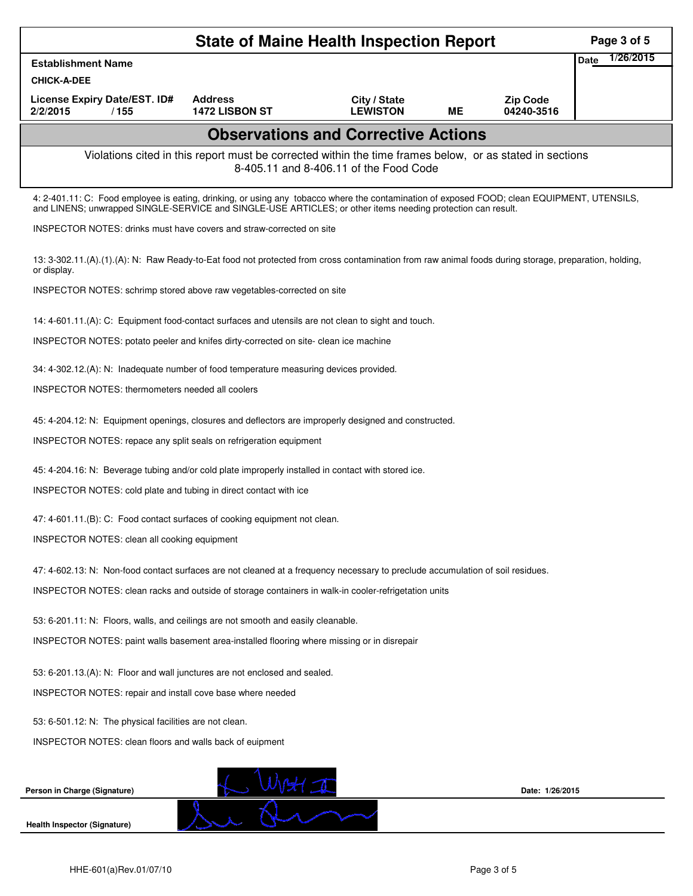# State of Maine Health Inspection Report

| Establishment Name | | | | | Date 1/26/2015 |
|---|---|---|---|---|---|
| CHICK-A-DEE | | | | | |
| License Expiry Date/EST. ID# | Address | City / State | | Zip Code | |
| 2/2/2015 / 155 | 1472 LISBON ST | LEWISTON | ME | 04240-3516 | |

## Observations and Corrective Actions

Violations cited in this report must be corrected within the time frames below, or as stated in sections 8-405.11 and 8-406.11 of the Food Code

4: 2-401.11: C: Food employee is eating, drinking, or using any tobacco where the contamination of exposed FOOD; clean EQUIPMENT, UTENSILS, and LINENS; unwrapped SINGLE-SERVICE and SINGLE-USE ARTICLES; or other items needing protection can result.

INSPECTOR NOTES: drinks must have covers and straw-corrected on site

13: 3-302.11.(A).(1).(A): N: Raw Ready-to-Eat food not protected from cross contamination from raw animal foods during storage, preparation, holding, or display.

INSPECTOR NOTES: schrimp stored above raw vegetables-corrected on site

14: 4-601.11.(A): C: Equipment food-contact surfaces and utensils are not clean to sight and touch.

INSPECTOR NOTES: potato peeler and knifes dirty-corrected on site- clean ice machine

34: 4-302.12.(A): N: Inadequate number of food temperature measuring devices provided.

INSPECTOR NOTES: thermometers needed all coolers

45: 4-204.12: N: Equipment openings, closures and deflectors are improperly designed and constructed.

INSPECTOR NOTES: repace any split seals on refrigeration equipment

45: 4-204.16: N: Beverage tubing and/or cold plate improperly installed in contact with stored ice.

INSPECTOR NOTES: cold plate and tubing in direct contact with ice

47: 4-601.11.(B): C: Food contact surfaces of cooking equipment not clean.

INSPECTOR NOTES: clean all cooking equipment

47: 4-602.13: N: Non-food contact surfaces are not cleaned at a frequency necessary to preclude accumulation of soil residues.

INSPECTOR NOTES: clean racks and outside of storage containers in walk-in cooler-refrigetation units

53: 6-201.11: N: Floors, walls, and ceilings are not smooth and easily cleanable.

INSPECTOR NOTES: paint walls basement area-installed flooring where missing or in disrepair

53: 6-201.13.(A): N: Floor and wall junctures are not enclosed and sealed.

INSPECTOR NOTES: repair and install cove base where needed

53: 6-501.12: N: The physical facilities are not clean.

INSPECTOR NOTES: clean floors and walls back of euipment

Person in Charge (Signature) Date: 1/26/2015

Health Inspector (Signature)

HHE-601(a)Rev.01/07/10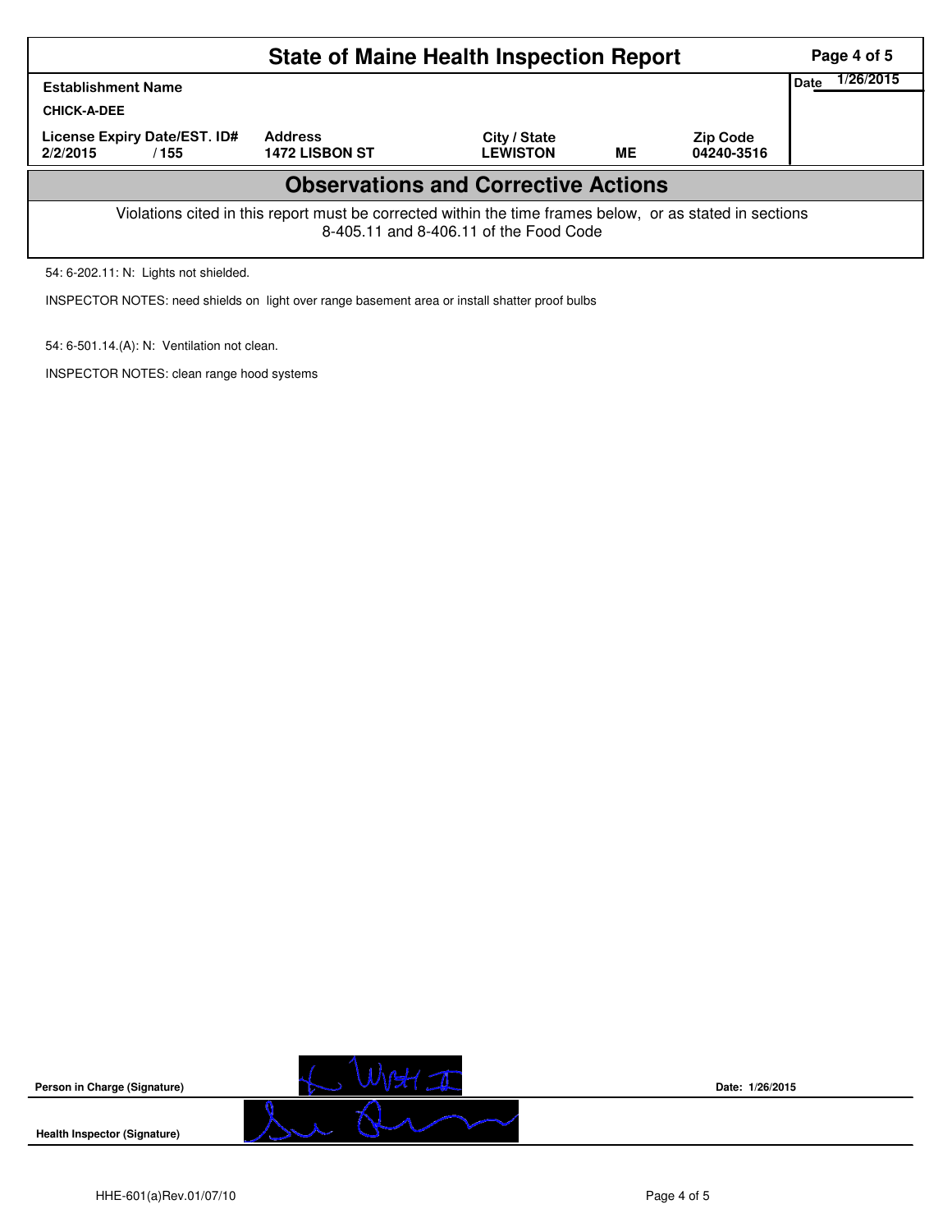# State of Maine Health Inspection Report

| Establishment Name | | | | | Date 1/26/2015 |
|---|---|---|---|---|---|
| CHICK-A-DEE | | | | | |
| License Expiry Date/EST. ID# | Address | City / State | | Zip Code | |
| 2/2/2015 / 155 | 1472 LISBON ST | LEWISTON | ME | 04240-3516 | |

## Observations and Corrective Actions

Violations cited in this report must be corrected within the time frames below, or as stated in sections 8-405.11 and 8-406.11 of the Food Code

54: 6-202.11: N: Lights not shielded.

INSPECTOR NOTES: need shields on light over range basement area or install shatter proof bulbs

54: 6-501.14.(A): N: Ventilation not clean.

INSPECTOR NOTES: clean range hood systems

**Person in Charge (Signature)**

**Date:** 1/26/2015

**Health Inspector (Signature)**

HHE-601(a)Rev.01/07/10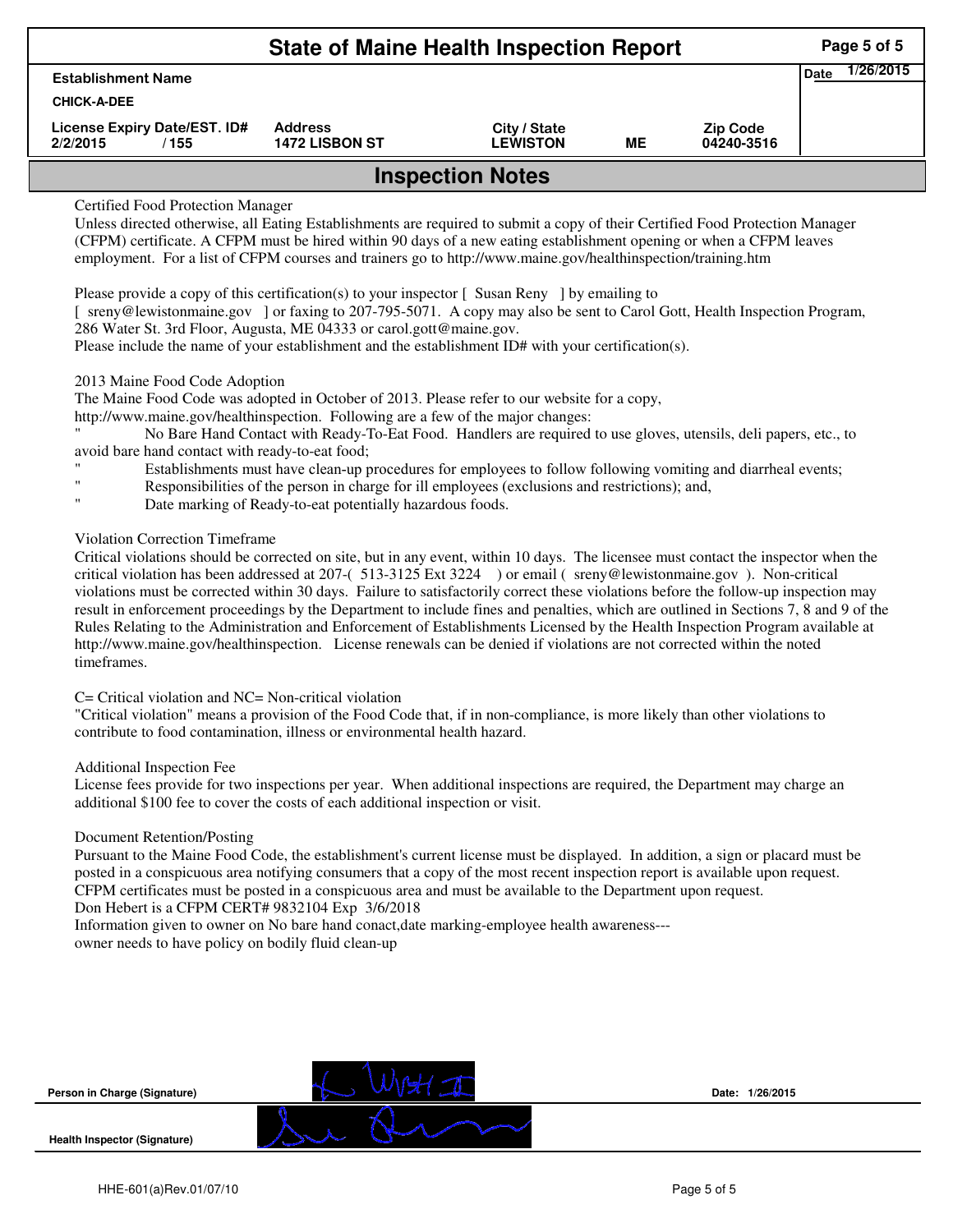# State of Maine Health Inspection Report

| Establishment Name | | | | | Date 1/26/2015 |
|---|---|---|---|---|---|
| CHICK-A-DEE | | | | | |
| License Expiry Date/EST. ID# | Address | City / State | | Zip Code | |
| 2/2/2015 / 155 | 1472 LISBON ST | LEWISTON | ME | 04240-3516 | |

## Inspection Notes

Certified Food Protection Manager

Unless directed otherwise, all Eating Establishments are required to submit a copy of their Certified Food Protection Manager (CFPM) certificate. A CFPM must be hired within 90 days of a new eating establishment opening or when a CFPM leaves employment. For a list of CFPM courses and trainers go to http://www.maine.gov/healthinspection/training.htm

Please provide a copy of this certification(s) to your inspector [ Susan Reny ] by emailing to [ sreny@lewistonmaine.gov ] or faxing to 207-795-5071. A copy may also be sent to Carol Gott, Health Inspection Program, 286 Water St. 3rd Floor, Augusta, ME 04333 or carol.gott@maine.gov.

Please include the name of your establishment and the establishment ID# with your certification(s).

2013 Maine Food Code Adoption

The Maine Food Code was adopted in October of 2013. Please refer to our website for a copy, http://www.maine.gov/healthinspection. Following are a few of the major changes:

" No Bare Hand Contact with Ready-To-Eat Food. Handlers are required to use gloves, utensils, deli papers, etc., to avoid bare hand contact with ready-to-eat food;

" Establishments must have clean-up procedures for employees to follow following vomiting and diarrheal events;

" Responsibilities of the person in charge for ill employees (exclusions and restrictions); and,

" Date marking of Ready-to-eat potentially hazardous foods.

Violation Correction Timeframe

Critical violations should be corrected on site, but in any event, within 10 days. The licensee must contact the inspector when the critical violation has been addressed at 207-( 513-3125 Ext 3224 ) or email ( sreny@lewistonmaine.gov ). Non-critical violations must be corrected within 30 days. Failure to satisfactorily correct these violations before the follow-up inspection may result in enforcement proceedings by the Department to include fines and penalties, which are outlined in Sections 7, 8 and 9 of the Rules Relating to the Administration and Enforcement of Establishments Licensed by the Health Inspection Program available at http://www.maine.gov/healthinspection. License renewals can be denied if violations are not corrected within the noted timeframes.

C= Critical violation and NC= Non-critical violation

"Critical violation" means a provision of the Food Code that, if in non-compliance, is more likely than other violations to contribute to food contamination, illness or environmental health hazard.

Additional Inspection Fee

License fees provide for two inspections per year. When additional inspections are required, the Department may charge an additional $100 fee to cover the costs of each additional inspection or visit.

Document Retention/Posting

Pursuant to the Maine Food Code, the establishment's current license must be displayed. In addition, a sign or placard must be posted in a conspicuous area notifying consumers that a copy of the most recent inspection report is available upon request. CFPM certificates must be posted in a conspicuous area and must be available to the Department upon request.

Don Hebert is a CFPM CERT# 9832104 Exp 3/6/2018

Information given to owner on No bare hand conact,date marking-employee health awareness---

owner needs to have policy on bodily fluid clean-up

Person in Charge (Signature) Date: 1/26/2015

Health Inspector (Signature)

HHE-601(a)Rev.01/07/10